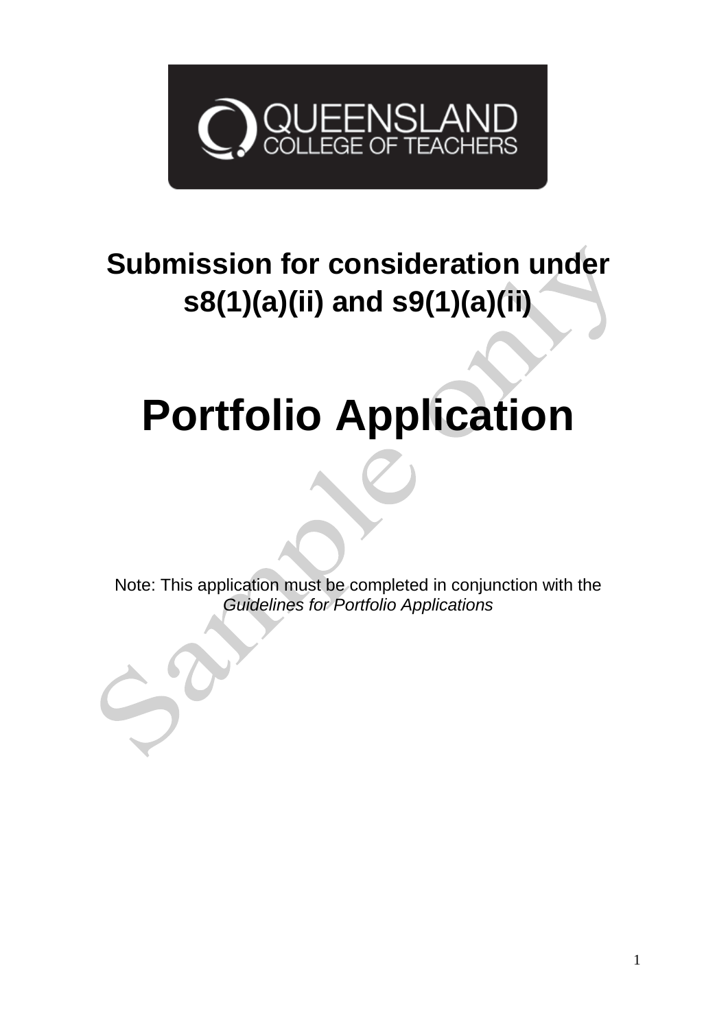QUEENSLAND COLLEGE OF TEACHERS

# Submission for consideration under s8(1)(a)(ii) and s9(1)(a)(ii)

# Portfolio Application

Note: This application must be completed in conjunction with the *Guidelines for Portfolio Applications*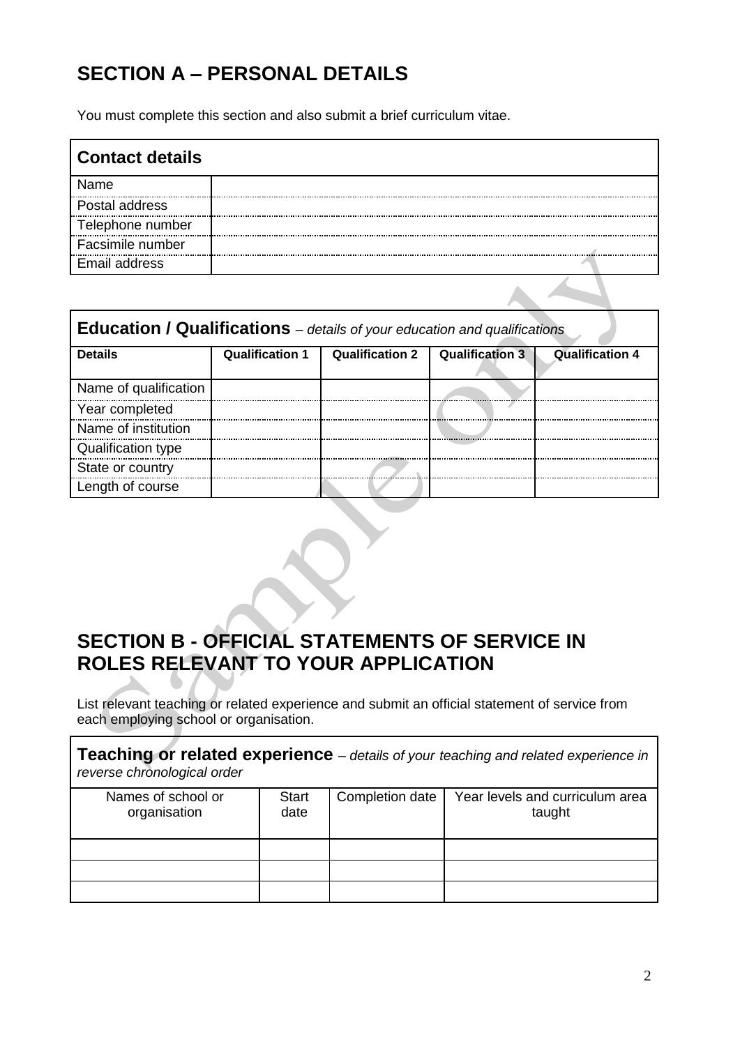# SECTION A – PERSONAL DETAILS

You must complete this section and also submit a brief curriculum vitae.

| **Contact details** | |
|---|---|
| Name | |
| Postal address | |
| Telephone number | |
| Facsimile number | |
| Email address | |

| **Education / Qualifications** – *details of your education and qualifications* | | | | |
|---|---|---|---|---|
| **Details** | **Qualification 1** | **Qualification 2** | **Qualification 3** | **Qualification 4** |
| Name of qualification | | | | |
| Year completed | | | | |
| Name of institution | | | | |
| Qualification type | | | | |
| State or country | | | | |
| Length of course | | | | |

# SECTION B - OFFICIAL STATEMENTS OF SERVICE IN ROLES RELEVANT TO YOUR APPLICATION

List relevant teaching or related experience and submit an official statement of service from each employing school or organisation.

| **Teaching or related experience** – *details of your teaching and related experience in reverse chronological order* | | | |
|---|---|---|---|
| Names of school or organisation | Start date | Completion date | Year levels and curriculum area taught |
| | | | |
| | | | |
| | | | |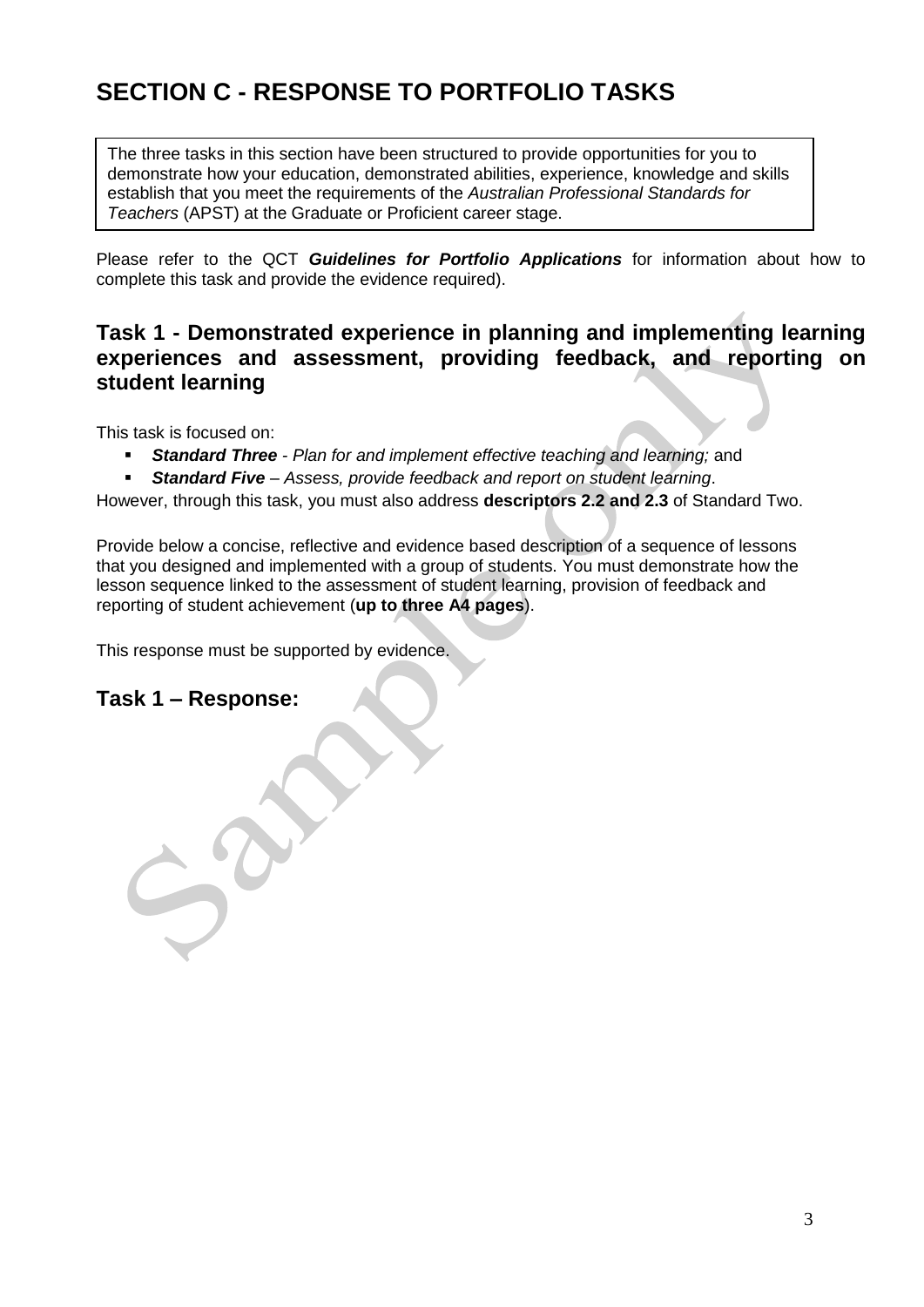# SECTION C - RESPONSE TO PORTFOLIO TASKS

The three tasks in this section have been structured to provide opportunities for you to demonstrate how your education, demonstrated abilities, experience, knowledge and skills establish that you meet the requirements of the *Australian Professional Standards for Teachers* (APST) at the Graduate or Proficient career stage.

Please refer to the QCT ***Guidelines for Portfolio Applications*** for information about how to complete this task and provide the evidence required).

## Task 1 - Demonstrated experience in planning and implementing learning experiences and assessment, providing feedback, and reporting on student learning

This task is focused on:

- ***Standard Three*** *- Plan for and implement effective teaching and learning;* and
- ***Standard Five*** *– Assess, provide feedback and report on student learning*.

However, through this task, you must also address **descriptors 2.2 and 2.3** of Standard Two.

Provide below a concise, reflective and evidence based description of a sequence of lessons that you designed and implemented with a group of students. You must demonstrate how the lesson sequence linked to the assessment of student learning, provision of feedback and reporting of student achievement (**up to three A4 pages**).

This response must be supported by evidence.

## Task 1 – Response: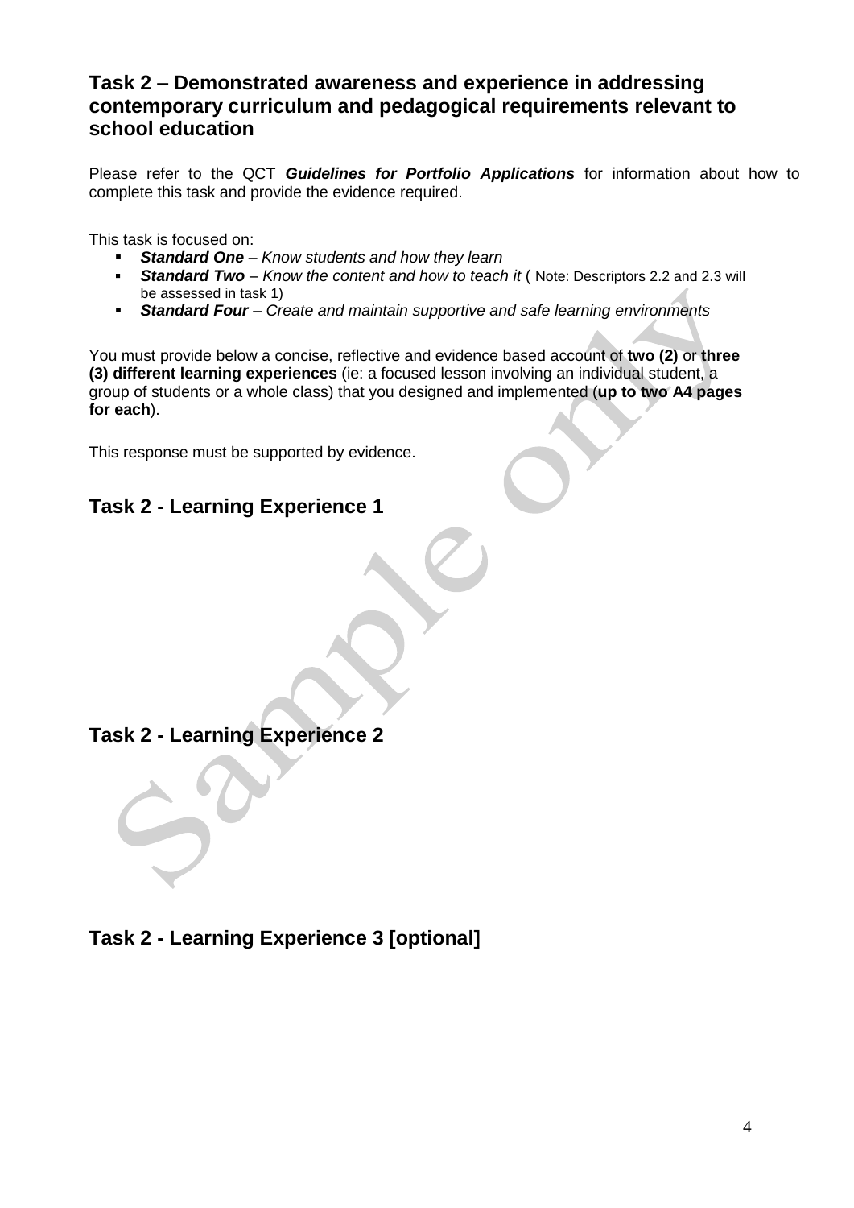## Task 2 – Demonstrated awareness and experience in addressing contemporary curriculum and pedagogical requirements relevant to school education

Please refer to the QCT ***Guidelines for Portfolio Applications*** for information about how to complete this task and provide the evidence required.

This task is focused on:

- ***Standard One*** – *Know students and how they learn*
- ***Standard Two*** – *Know the content and how to teach it* ( Note: Descriptors 2.2 and 2.3 will be assessed in task 1)
- ***Standard Four*** – *Create and maintain supportive and safe learning environments*

You must provide below a concise, reflective and evidence based account of **two (2)** or **three (3) different learning experiences** (ie: a focused lesson involving an individual student, a group of students or a whole class) that you designed and implemented (**up to two A4 pages for each**).

This response must be supported by evidence.

## Task 2 - Learning Experience 1

## Task 2 - Learning Experience 2

## Task 2 - Learning Experience 3 [optional]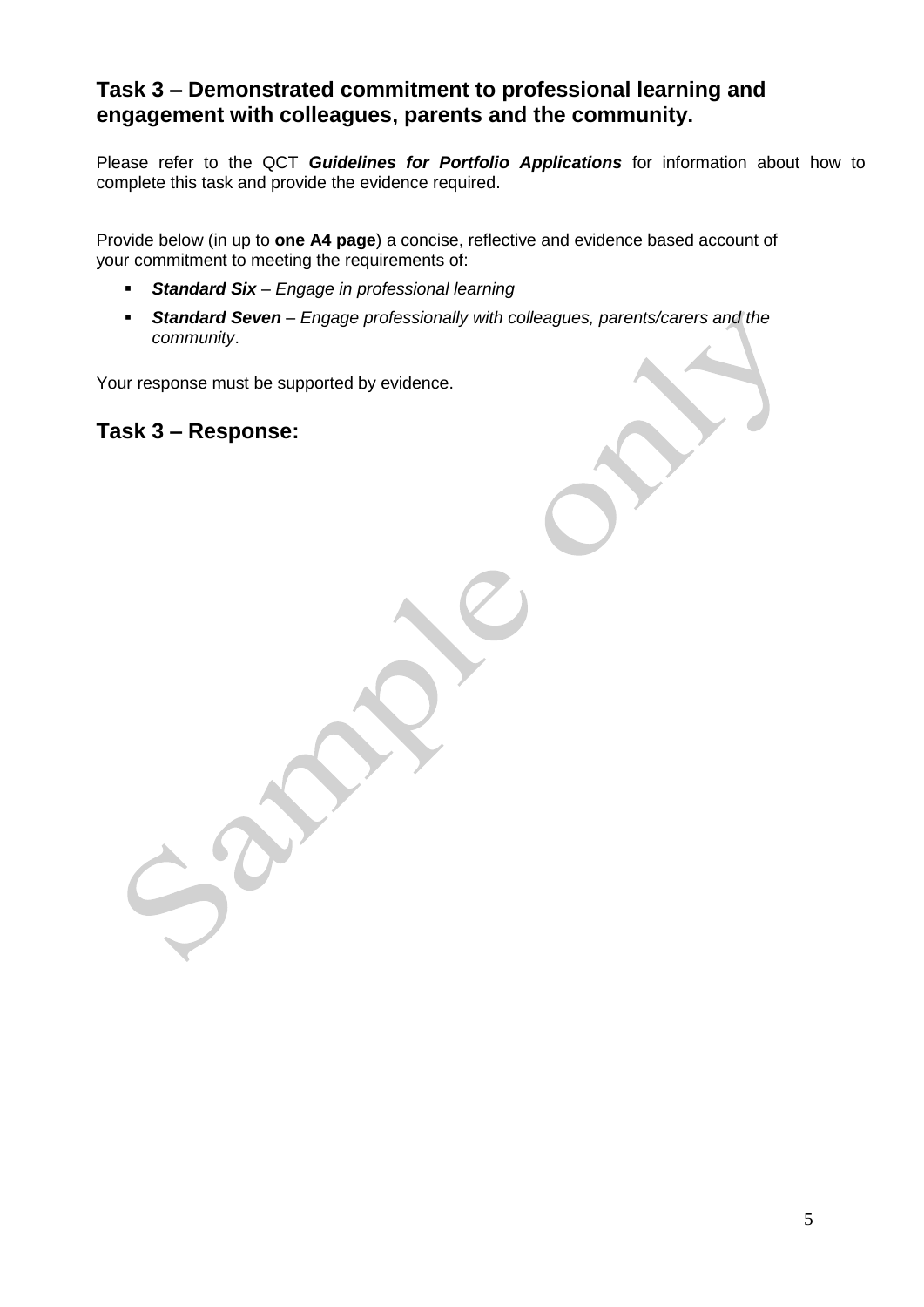## Task 3 – Demonstrated commitment to professional learning and engagement with colleagues, parents and the community.

Please refer to the QCT ***Guidelines for Portfolio Applications*** for information about how to complete this task and provide the evidence required.

Provide below (in up to **one A4 page**) a concise, reflective and evidence based account of your commitment to meeting the requirements of:

- ***Standard Six*** – *Engage in professional learning*
- ***Standard Seven*** – *Engage professionally with colleagues, parents/carers and the community*.

Your response must be supported by evidence.

## Task 3 – Response: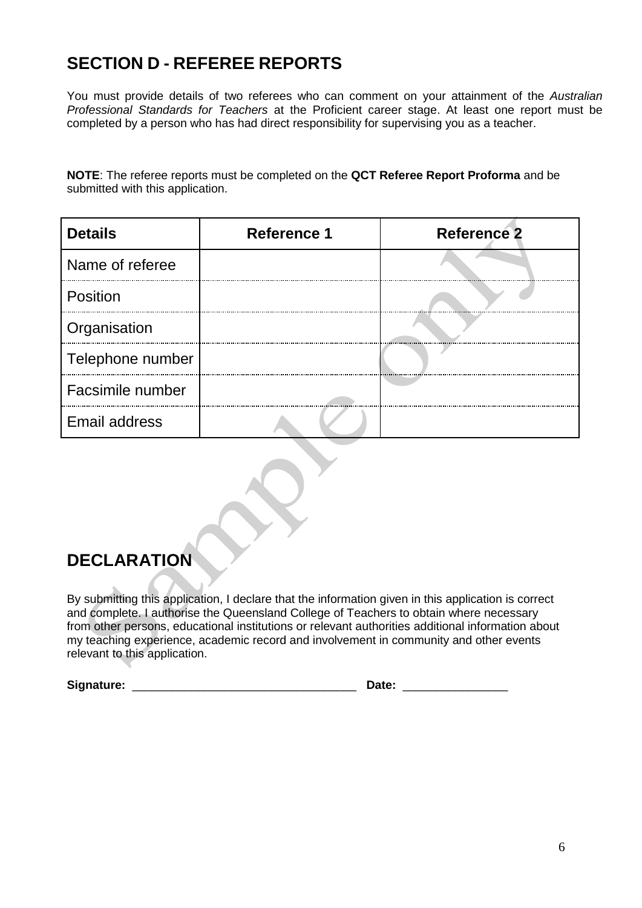## SECTION D - REFEREE REPORTS

You must provide details of two referees who can comment on your attainment of the *Australian Professional Standards for Teachers* at the Proficient career stage. At least one report must be completed by a person who has had direct responsibility for supervising you as a teacher.

**NOTE**: The referee reports must be completed on the **QCT Referee Report Proforma** and be submitted with this application.

| Details | Reference 1 | Reference 2 |
|---|---|---|
| Name of referee | | |
| Position | | |
| Organisation | | |
| Telephone number | | |
| Facsimile number | | |
| Email address | | |

## DECLARATION

By submitting this application, I declare that the information given in this application is correct and complete. I authorise the Queensland College of Teachers to obtain where necessary from other persons, educational institutions or relevant authorities additional information about my teaching experience, academic record and involvement in community and other events relevant to this application.

**Signature:** ___________________________________ **Date:** ________________